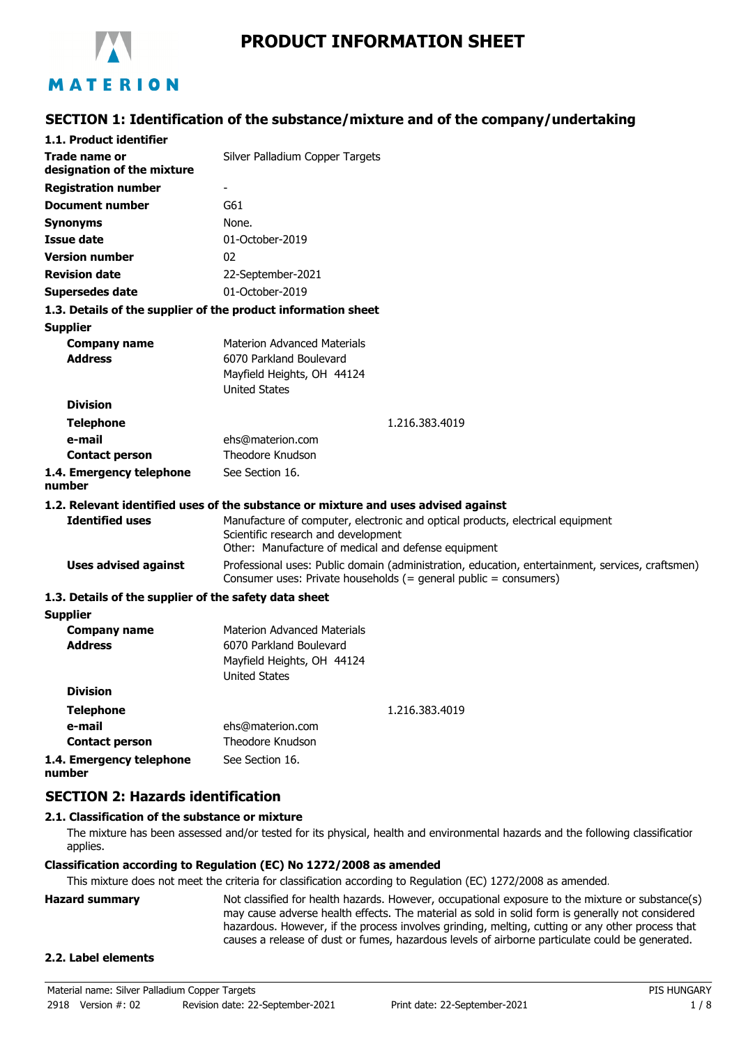# PRODUCT INFORMATION SHEET

## SECTION 1: Identification of the substance/mixture and of the company/undertaking

**1.1. Product identifier**

| | |
|---|---|
| **Trade name or designation of the mixture** | Silver Palladium Copper Targets |
| **Registration number** | - |
| **Document number** | G61 |
| **Synonyms** | None. |
| **Issue date** | 01-October-2019 |
| **Version number** | 02 |
| **Revision date** | 22-September-2021 |
| **Supersedes date** | 01-October-2019 |

**1.3. Details of the supplier of the product information sheet**

**Supplier**

| | |
|---|---|
| **Company name** | Materion Advanced Materials |
| **Address** | 6070 Parkland Boulevard<br>Mayfield Heights, OH 44124<br>United States |
| **Division** | |
| **Telephone** | 1.216.383.4019 |
| **e-mail** | ehs@materion.com |
| **Contact person** | Theodore Knudson |
| **1.4. Emergency telephone number** | See Section 16. |

**1.2. Relevant identified uses of the substance or mixture and uses advised against**

| | |
|---|---|
| **Identified uses** | Manufacture of computer, electronic and optical products, electrical equipment<br>Scientific research and development<br>Other: Manufacture of medical and defense equipment |
| **Uses advised against** | Professional uses: Public domain (administration, education, entertainment, services, craftsmen)<br>Consumer uses: Private households (= general public = consumers) |

**1.3. Details of the supplier of the safety data sheet**

**Supplier**

| | |
|---|---|
| **Company name** | Materion Advanced Materials |
| **Address** | 6070 Parkland Boulevard<br>Mayfield Heights, OH 44124<br>United States |
| **Division** | |
| **Telephone** | 1.216.383.4019 |
| **e-mail** | ehs@materion.com |
| **Contact person** | Theodore Knudson |
| **1.4. Emergency telephone number** | See Section 16. |

## SECTION 2: Hazards identification

**2.1. Classification of the substance or mixture**

The mixture has been assessed and/or tested for its physical, health and environmental hazards and the following classification applies.

**Classification according to Regulation (EC) No 1272/2008 as amended**

This mixture does not meet the criteria for classification according to Regulation (EC) 1272/2008 as amended.

**Hazard summary**

Not classified for health hazards. However, occupational exposure to the mixture or substance(s) may cause adverse health effects. The material as sold in solid form is generally not considered hazardous. However, if the process involves grinding, melting, cutting or any other process that causes a release of dust or fumes, hazardous levels of airborne particulate could be generated.

**2.2. Label elements**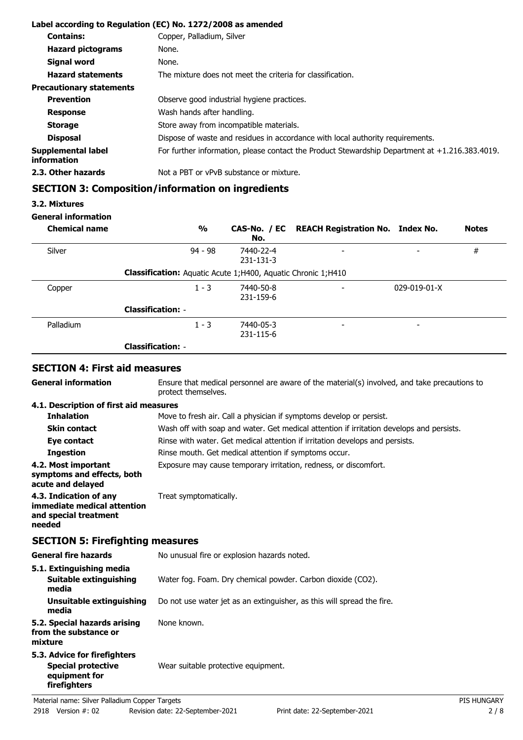**Label according to Regulation (EC) No. 1272/2008 as amended**

| | |
|---|---|
| **Contains:** | Copper, Palladium, Silver |
| **Hazard pictograms** | None. |
| **Signal word** | None. |
| **Hazard statements** | The mixture does not meet the criteria for classification. |
| **Precautionary statements** | |
| **Prevention** | Observe good industrial hygiene practices. |
| **Response** | Wash hands after handling. |
| **Storage** | Store away from incompatible materials. |
| **Disposal** | Dispose of waste and residues in accordance with local authority requirements. |
| **Supplemental label information** | For further information, please contact the Product Stewardship Department at +1.216.383.4019. |
| **2.3. Other hazards** | Not a PBT or vPvB substance or mixture. |

## SECTION 3: Composition/information on ingredients

**3.2. Mixtures**

**General information**

| Chemical name | % | CAS-No. / EC No. | REACH Registration No. | Index No. | Notes |
|---|---|---|---|---|---|
| Silver | 94 - 98 | 7440-22-4 231-131-3 | - | - | # |
| **Classification:** Aquatic Acute 1;H400, Aquatic Chronic 1;H410 | | | | | |
| Copper | 1 - 3 | 7440-50-8 231-159-6 | - | 029-019-01-X | |
| **Classification:** - | | | | | |
| Palladium | 1 - 3 | 7440-05-3 231-115-6 | - | - | |
| **Classification:** - | | | | | |

## SECTION 4: First aid measures

**General information** Ensure that medical personnel are aware of the material(s) involved, and take precautions to protect themselves.

**4.1. Description of first aid measures**

| | |
|---|---|
| **Inhalation** | Move to fresh air. Call a physician if symptoms develop or persist. |
| **Skin contact** | Wash off with soap and water. Get medical attention if irritation develops and persists. |
| **Eye contact** | Rinse with water. Get medical attention if irritation develops and persists. |
| **Ingestion** | Rinse mouth. Get medical attention if symptoms occur. |
| **4.2. Most important symptoms and effects, both acute and delayed** | Exposure may cause temporary irritation, redness, or discomfort. |
| **4.3. Indication of any immediate medical attention and special treatment needed** | Treat symptomatically. |

## SECTION 5: Firefighting measures

| | |
|---|---|
| **General fire hazards** | No unusual fire or explosion hazards noted. |
| **5.1. Extinguishing media** | |
| **Suitable extinguishing media** | Water fog. Foam. Dry chemical powder. Carbon dioxide ($CO_2$). |
| **Unsuitable extinguishing media** | Do not use water jet as an extinguisher, as this will spread the fire. |
| **5.2. Special hazards arising from the substance or mixture** | None known. |
| **5.3. Advice for firefighters** | |
| **Special protective equipment for firefighters** | Wear suitable protective equipment. |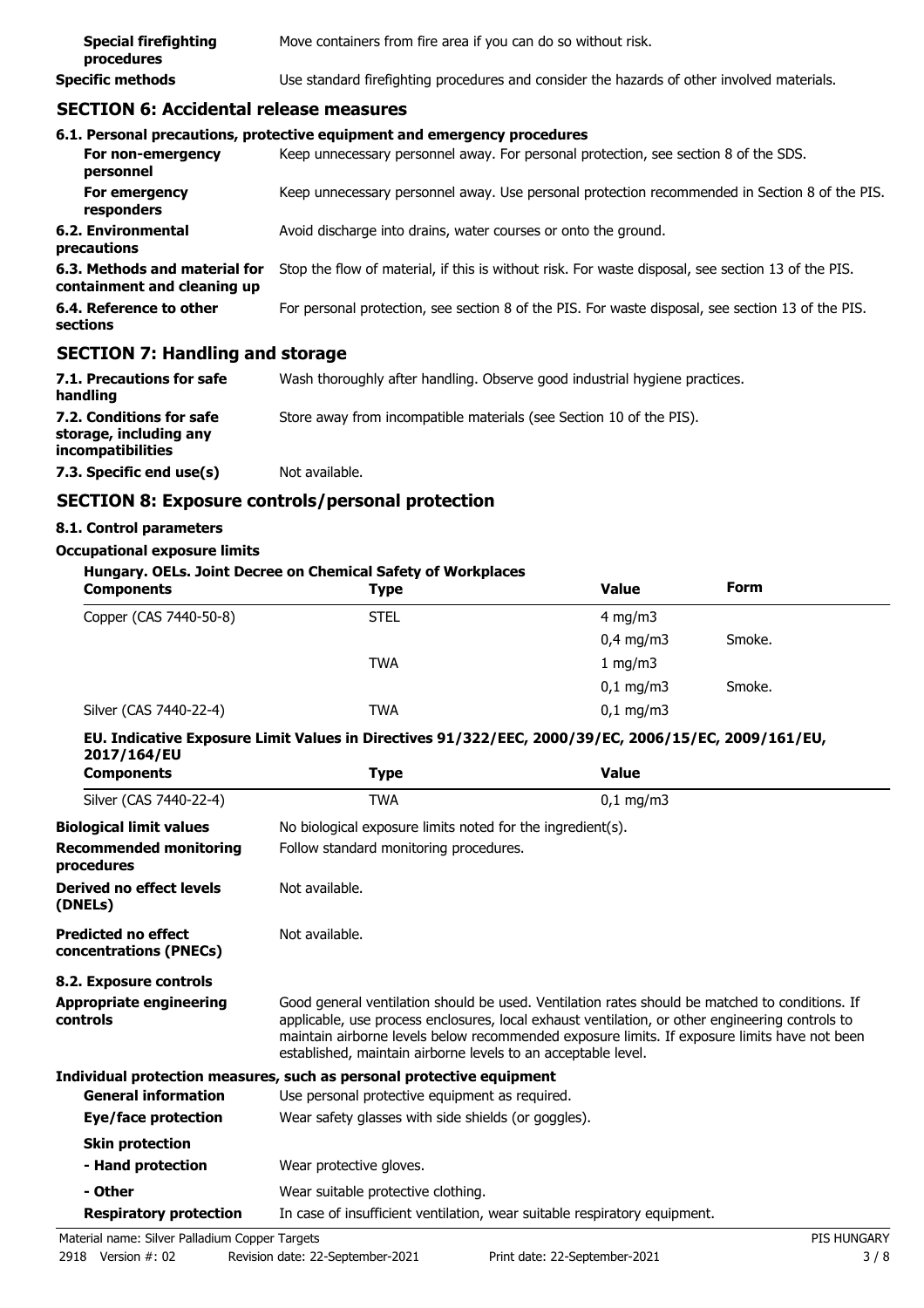| | |
|---|---|
| **Special firefighting procedures** | Move containers from fire area if you can do so without risk. |
| **Specific methods** | Use standard firefighting procedures and consider the hazards of other involved materials. |

## SECTION 6: Accidental release measures

**6.1. Personal precautions, protective equipment and emergency procedures**

| | |
|---|---|
| **For non-emergency personnel** | Keep unnecessary personnel away. For personal protection, see section 8 of the SDS. |
| **For emergency responders** | Keep unnecessary personnel away. Use personal protection recommended in Section 8 of the PIS. |
| **6.2. Environmental precautions** | Avoid discharge into drains, water courses or onto the ground. |
| **6.3. Methods and material for containment and cleaning up** | Stop the flow of material, if this is without risk. For waste disposal, see section 13 of the PIS. |
| **6.4. Reference to other sections** | For personal protection, see section 8 of the PIS. For waste disposal, see section 13 of the PIS. |

## SECTION 7: Handling and storage

| | |
|---|---|
| **7.1. Precautions for safe handling** | Wash thoroughly after handling. Observe good industrial hygiene practices. |
| **7.2. Conditions for safe storage, including any incompatibilities** | Store away from incompatible materials (see Section 10 of the PIS). |
| **7.3. Specific end use(s)** | Not available. |

## SECTION 8: Exposure controls/personal protection

**8.1. Control parameters**

**Occupational exposure limits**

**Hungary. OELs. Joint Decree on Chemical Safety of Workplaces**

| Components | Type | Value | Form |
|---|---|---|---|
| Copper (CAS 7440-50-8) | STEL | 4 mg/m3 | |
| | | 0,4 mg/m3 | Smoke. |
| | TWA | 1 mg/m3 | |
| | | 0,1 mg/m3 | Smoke. |
| Silver (CAS 7440-22-4) | TWA | 0,1 mg/m3 | |

**EU. Indicative Exposure Limit Values in Directives 91/322/EEC, 2000/39/EC, 2006/15/EC, 2009/161/EU, 2017/164/EU**

| Components | Type | Value |
|---|---|---|
| Silver (CAS 7440-22-4) | TWA | 0,1 mg/m3 |

| | |
|---|---|
| **Biological limit values** | No biological exposure limits noted for the ingredient(s). |
| **Recommended monitoring procedures** | Follow standard monitoring procedures. |
| **Derived no effect levels (DNELs)** | Not available. |
| **Predicted no effect concentrations (PNECs)** | Not available. |

**8.2. Exposure controls**

| | |
|---|---|
| **Appropriate engineering controls** | Good general ventilation should be used. Ventilation rates should be matched to conditions. If applicable, use process enclosures, local exhaust ventilation, or other engineering controls to maintain airborne levels below recommended exposure limits. If exposure limits have not been established, maintain airborne levels to an acceptable level. |

**Individual protection measures, such as personal protective equipment**

| | |
|---|---|
| **General information** | Use personal protective equipment as required. |
| **Eye/face protection** | Wear safety glasses with side shields (or goggles). |
| **Skin protection** | |
| **- Hand protection** | Wear protective gloves. |
| **- Other** | Wear suitable protective clothing. |
| **Respiratory protection** | In case of insufficient ventilation, wear suitable respiratory equipment. |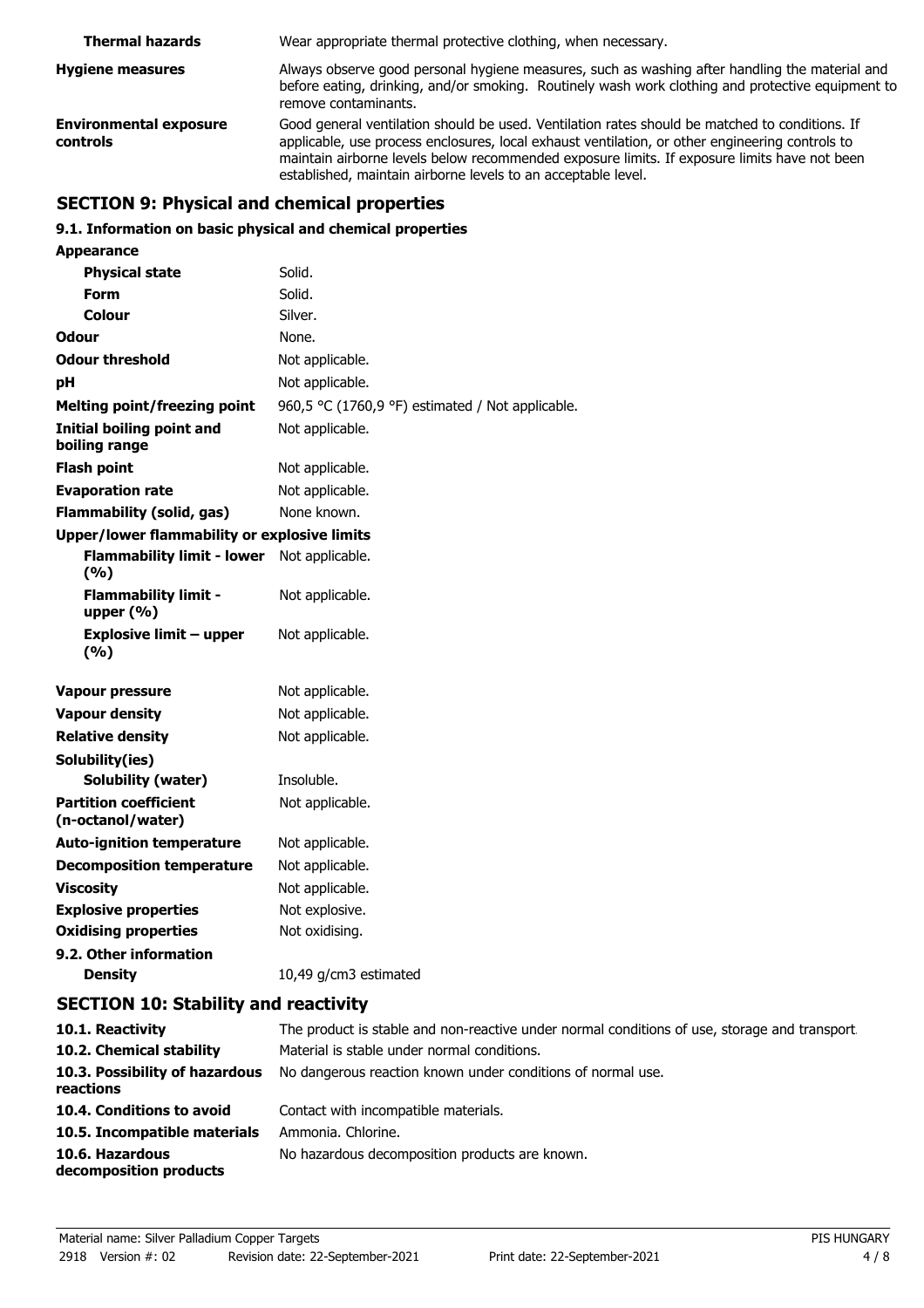| | |
|---|---|
| **Thermal hazards** | Wear appropriate thermal protective clothing, when necessary. |
| **Hygiene measures** | Always observe good personal hygiene measures, such as washing after handling the material and before eating, drinking, and/or smoking. Routinely wash work clothing and protective equipment to remove contaminants. |
| **Environmental exposure controls** | Good general ventilation should be used. Ventilation rates should be matched to conditions. If applicable, use process enclosures, local exhaust ventilation, or other engineering controls to maintain airborne levels below recommended exposure limits. If exposure limits have not been established, maintain airborne levels to an acceptable level. |

## SECTION 9: Physical and chemical properties

### 9.1. Information on basic physical and chemical properties

| | |
|---|---|
| **Appearance** | |
| **Physical state** | Solid. |
| **Form** | Solid. |
| **Colour** | Silver. |
| **Odour** | None. |
| **Odour threshold** | Not applicable. |
| **pH** | Not applicable. |
| **Melting point/freezing point** | 960,5 °C (1760,9 °F) estimated / Not applicable. |
| **Initial boiling point and boiling range** | Not applicable. |
| **Flash point** | Not applicable. |
| **Evaporation rate** | Not applicable. |
| **Flammability (solid, gas)** | None known. |
| **Upper/lower flammability or explosive limits** | |
| **Flammability limit - lower (%)** | Not applicable. |
| **Flammability limit - upper (%)** | Not applicable. |
| **Explosive limit – upper (%)** | Not applicable. |
| **Vapour pressure** | Not applicable. |
| **Vapour density** | Not applicable. |
| **Relative density** | Not applicable. |
| **Solubility(ies)** | |
| **Solubility (water)** | Insoluble. |
| **Partition coefficient (n-octanol/water)** | Not applicable. |
| **Auto-ignition temperature** | Not applicable. |
| **Decomposition temperature** | Not applicable. |
| **Viscosity** | Not applicable. |
| **Explosive properties** | Not explosive. |
| **Oxidising properties** | Not oxidising. |
| **9.2. Other information** | |
| **Density** | 10,49 g/cm3 estimated |

## SECTION 10: Stability and reactivity

| | |
|---|---|
| **10.1. Reactivity** | The product is stable and non-reactive under normal conditions of use, storage and transport. |
| **10.2. Chemical stability** | Material is stable under normal conditions. |
| **10.3. Possibility of hazardous reactions** | No dangerous reaction known under conditions of normal use. |
| **10.4. Conditions to avoid** | Contact with incompatible materials. |
| **10.5. Incompatible materials** | Ammonia. Chlorine. |
| **10.6. Hazardous decomposition products** | No hazardous decomposition products are known. |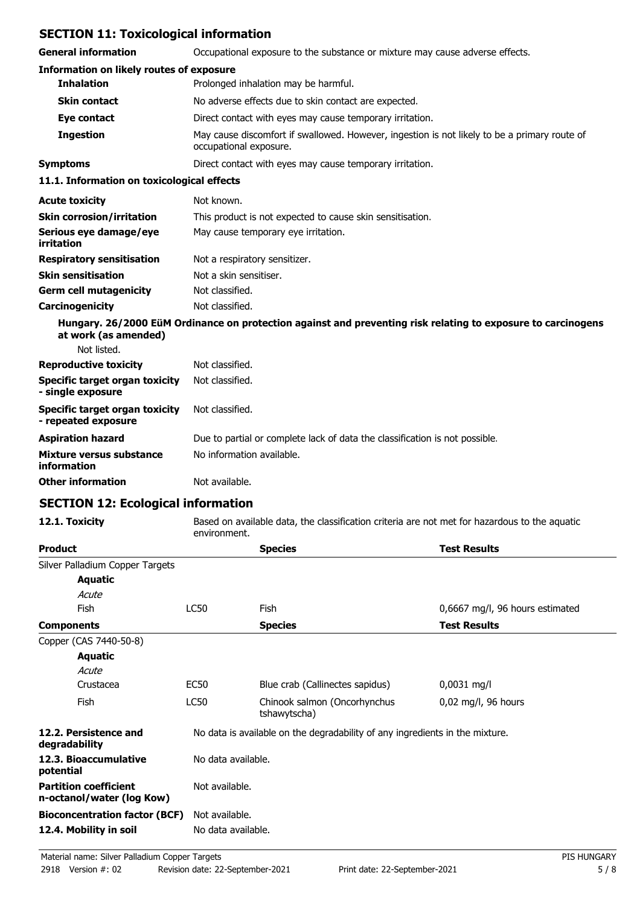## SECTION 11: Toxicological information

**General information** Occupational exposure to the substance or mixture may cause adverse effects.

**Information on likely routes of exposure**

| | |
|---|---|
| **Inhalation** | Prolonged inhalation may be harmful. |
| **Skin contact** | No adverse effects due to skin contact are expected. |
| **Eye contact** | Direct contact with eyes may cause temporary irritation. |
| **Ingestion** | May cause discomfort if swallowed. However, ingestion is not likely to be a primary route of occupational exposure. |
| **Symptoms** | Direct contact with eyes may cause temporary irritation. |

**11.1. Information on toxicological effects**

| | |
|---|---|
| **Acute toxicity** | Not known. |
| **Skin corrosion/irritation** | This product is not expected to cause skin sensitisation. |
| **Serious eye damage/eye irritation** | May cause temporary eye irritation. |
| **Respiratory sensitisation** | Not a respiratory sensitizer. |
| **Skin sensitisation** | Not a skin sensitiser. |
| **Germ cell mutagenicity** | Not classified. |
| **Carcinogenicity** | Not classified. |

**Hungary. 26/2000 EüM Ordinance on protection against and preventing risk relating to exposure to carcinogens at work (as amended)**

Not listed.

| | |
|---|---|
| **Reproductive toxicity** | Not classified. |
| **Specific target organ toxicity - single exposure** | Not classified. |
| **Specific target organ toxicity - repeated exposure** | Not classified. |
| **Aspiration hazard** | Due to partial or complete lack of data the classification is not possible. |
| **Mixture versus substance information** | No information available. |
| **Other information** | Not available. |

## SECTION 12: Ecological information

**12.1. Toxicity** Based on available data, the classification criteria are not met for hazardous to the aquatic environment.

| **Product** | | **Species** | **Test Results** |
|---|---|---|---|
| Silver Palladium Copper Targets | | | |
| **Aquatic** | | | |
| *Acute* | | | |
| Fish | LC50 | Fish | 0,6667 mg/l, 96 hours estimated |

| **Components** | | **Species** | **Test Results** |
|---|---|---|---|
| Copper (CAS 7440-50-8) | | | |
| **Aquatic** | | | |
| *Acute* | | | |
| Crustacea | EC50 | Blue crab (Callinectes sapidus) | 0,0031 mg/l |
| Fish | LC50 | Chinook salmon (Oncorhynchus tshawytscha) | 0,02 mg/l, 96 hours |

| | |
|---|---|
| **12.2. Persistence and degradability** | No data is available on the degradability of any ingredients in the mixture. |
| **12.3. Bioaccumulative potential** | No data available. |
| **Partition coefficient n-octanol/water (log Kow)** | Not available. |
| **Bioconcentration factor (BCF)** | Not available. |
| **12.4. Mobility in soil** | No data available. |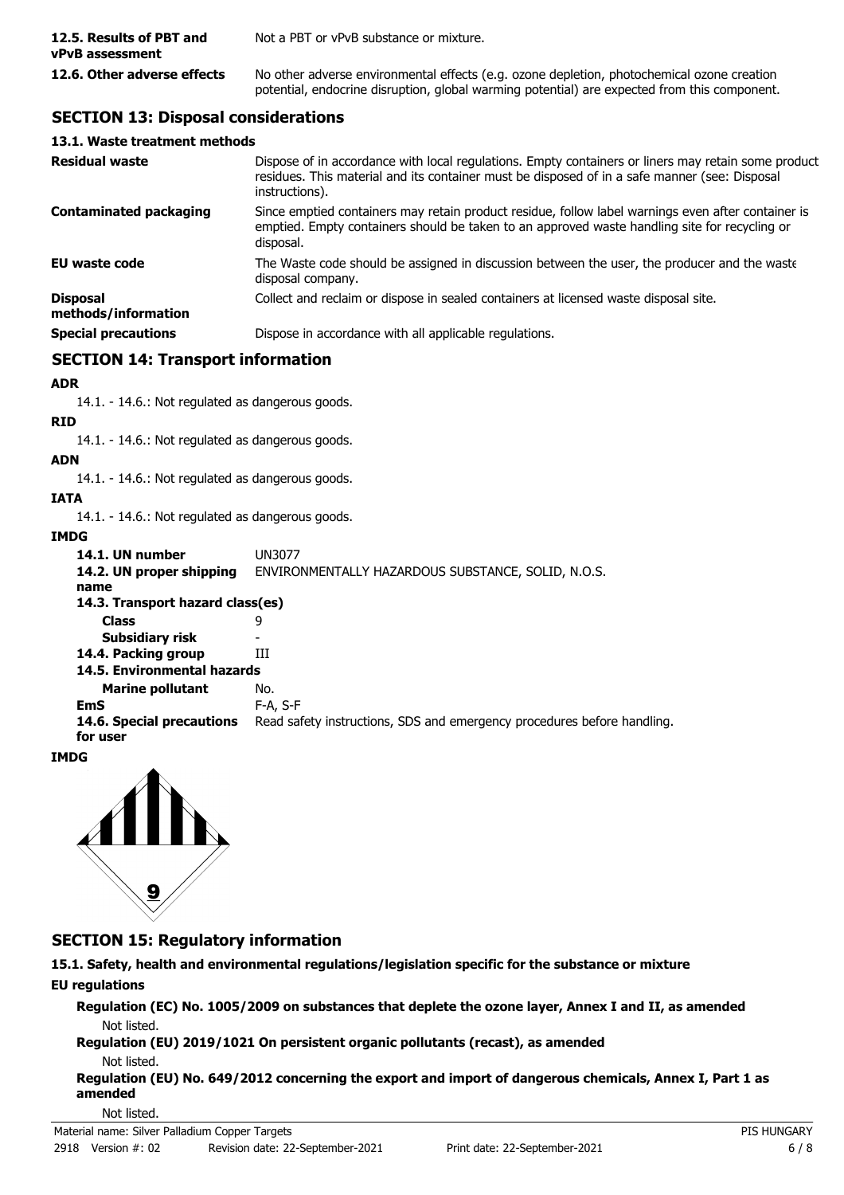| | |
|---|---|
| **12.5. Results of PBT and vPvB assessment** | Not a PBT or vPvB substance or mixture. |
| **12.6. Other adverse effects** | No other adverse environmental effects (e.g. ozone depletion, photochemical ozone creation potential, endocrine disruption, global warming potential) are expected from this component. |

## SECTION 13: Disposal considerations

### 13.1. Waste treatment methods

| | |
|---|---|
| **Residual waste** | Dispose of in accordance with local regulations. Empty containers or liners may retain some product residues. This material and its container must be disposed of in a safe manner (see: Disposal instructions). |
| **Contaminated packaging** | Since emptied containers may retain product residue, follow label warnings even after container is emptied. Empty containers should be taken to an approved waste handling site for recycling or disposal. |
| **EU waste code** | The Waste code should be assigned in discussion between the user, the producer and the waste disposal company. |
| **Disposal methods/information** | Collect and reclaim or dispose in sealed containers at licensed waste disposal site. |
| **Special precautions** | Dispose in accordance with all applicable regulations. |

## SECTION 14: Transport information

**ADR**

14.1. - 14.6.: Not regulated as dangerous goods.

**RID**

14.1. - 14.6.: Not regulated as dangerous goods.

**ADN**

14.1. - 14.6.: Not regulated as dangerous goods.

**IATA**

14.1. - 14.6.: Not regulated as dangerous goods.

**IMDG**

| | |
|---|---|
| **14.1. UN number** | UN3077 |
| **14.2. UN proper shipping name** | ENVIRONMENTALLY HAZARDOUS SUBSTANCE, SOLID, N.O.S. |
| **14.3. Transport hazard class(es)** | |
| **Class** | 9 |
| **Subsidiary risk** | - |
| **14.4. Packing group** | III |
| **14.5. Environmental hazards** | |
| **Marine pollutant** | No. |
| **EmS** | F-A, S-F |
| **14.6. Special precautions for user** | Read safety instructions, SDS and emergency procedures before handling. |

**IMDG**

## SECTION 15: Regulatory information

**15.1. Safety, health and environmental regulations/legislation specific for the substance or mixture**

**EU regulations**

**Regulation (EC) No. 1005/2009 on substances that deplete the ozone layer, Annex I and II, as amended**

Not listed.

**Regulation (EU) 2019/1021 On persistent organic pollutants (recast), as amended**

Not listed.

**Regulation (EU) No. 649/2012 concerning the export and import of dangerous chemicals, Annex I, Part 1 as amended**

Not listed.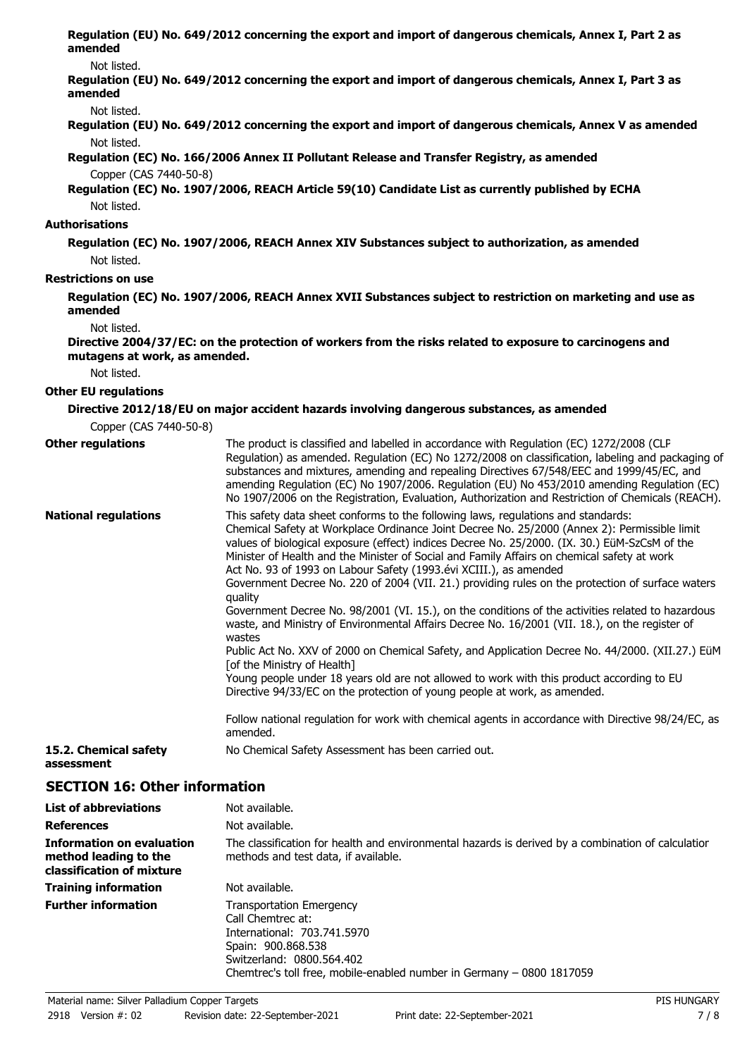**Regulation (EU) No. 649/2012 concerning the export and import of dangerous chemicals, Annex I, Part 2 as amended**

Not listed.

**Regulation (EU) No. 649/2012 concerning the export and import of dangerous chemicals, Annex I, Part 3 as amended**

Not listed.

**Regulation (EU) No. 649/2012 concerning the export and import of dangerous chemicals, Annex V as amended**

Not listed.

**Regulation (EC) No. 166/2006 Annex II Pollutant Release and Transfer Registry, as amended**

Copper (CAS 7440-50-8)

**Regulation (EC) No. 1907/2006, REACH Article 59(10) Candidate List as currently published by ECHA**

Not listed.

**Authorisations**

**Regulation (EC) No. 1907/2006, REACH Annex XIV Substances subject to authorization, as amended**

Not listed.

**Restrictions on use**

**Regulation (EC) No. 1907/2006, REACH Annex XVII Substances subject to restriction on marketing and use as amended**

Not listed.

**Directive 2004/37/EC: on the protection of workers from the risks related to exposure to carcinogens and mutagens at work, as amended.**

Not listed.

**Other EU regulations**

**Directive 2012/18/EU on major accident hazards involving dangerous substances, as amended**

Copper (CAS 7440-50-8)

**Other regulations**

The product is classified and labelled in accordance with Regulation (EC) 1272/2008 (CLP Regulation) as amended. Regulation (EC) No 1272/2008 on classification, labeling and packaging of substances and mixtures, amending and repealing Directives 67/548/EEC and 1999/45/EC, and amending Regulation (EC) No 1907/2006. Regulation (EU) No 453/2010 amending Regulation (EC) No 1907/2006 on the Registration, Evaluation, Authorization and Restriction of Chemicals (REACH).

**National regulations**

This safety data sheet conforms to the following laws, regulations and standards:
Chemical Safety at Workplace Ordinance Joint Decree No. 25/2000 (Annex 2): Permissible limit values of biological exposure (effect) indices Decree No. 25/2000. (IX. 30.) EüM-SzCsM of the Minister of Health and the Minister of Social and Family Affairs on chemical safety at work
Act No. 93 of 1993 on Labour Safety (1993.évi XCIII.), as amended
Government Decree No. 220 of 2004 (VII. 21.) providing rules on the protection of surface waters quality
Government Decree No. 98/2001 (VI. 15.), on the conditions of the activities related to hazardous waste, and Ministry of Environmental Affairs Decree No. 16/2001 (VII. 18.), on the register of wastes
Public Act No. XXV of 2000 on Chemical Safety, and Application Decree No. 44/2000. (XII.27.) EüM [of the Ministry of Health]
Young people under 18 years old are not allowed to work with this product according to EU Directive 94/33/EC on the protection of young people at work, as amended.

Follow national regulation for work with chemical agents in accordance with Directive 98/24/EC, as amended.

**15.2. Chemical safety assessment**

No Chemical Safety Assessment has been carried out.

## SECTION 16: Other information

| | |
|---|---|
| **List of abbreviations** | Not available. |
| **References** | Not available. |
| **Information on evaluation method leading to the classification of mixture** | The classification for health and environmental hazards is derived by a combination of calculation methods and test data, if available. |
| **Training information** | Not available. |
| **Further information** | Transportation Emergency<br>Call Chemtrec at:<br>International: 703.741.5970<br>Spain: 900.868.538<br>Switzerland: 0800.564.402<br>Chemtrec's toll free, mobile-enabled number in Germany – 0800 1817059 |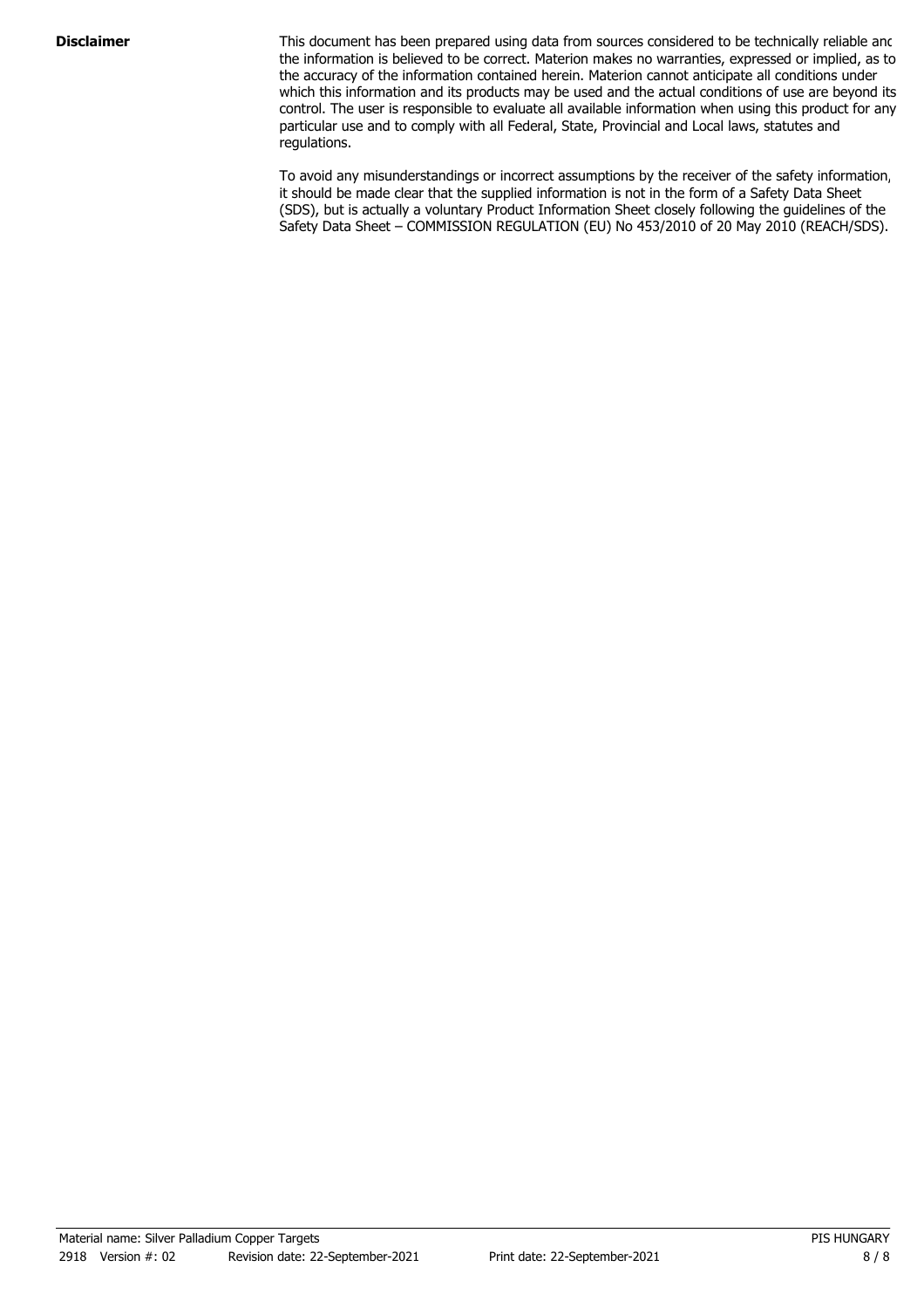**Disclaimer**

This document has been prepared using data from sources considered to be technically reliable and the information is believed to be correct. Materion makes no warranties, expressed or implied, as to the accuracy of the information contained herein. Materion cannot anticipate all conditions under which this information and its products may be used and the actual conditions of use are beyond its control. The user is responsible to evaluate all available information when using this product for any particular use and to comply with all Federal, State, Provincial and Local laws, statutes and regulations.

To avoid any misunderstandings or incorrect assumptions by the receiver of the safety information, it should be made clear that the supplied information is not in the form of a Safety Data Sheet (SDS), but is actually a voluntary Product Information Sheet closely following the guidelines of the Safety Data Sheet – COMMISSION REGULATION (EU) No 453/2010 of 20 May 2010 (REACH/SDS).